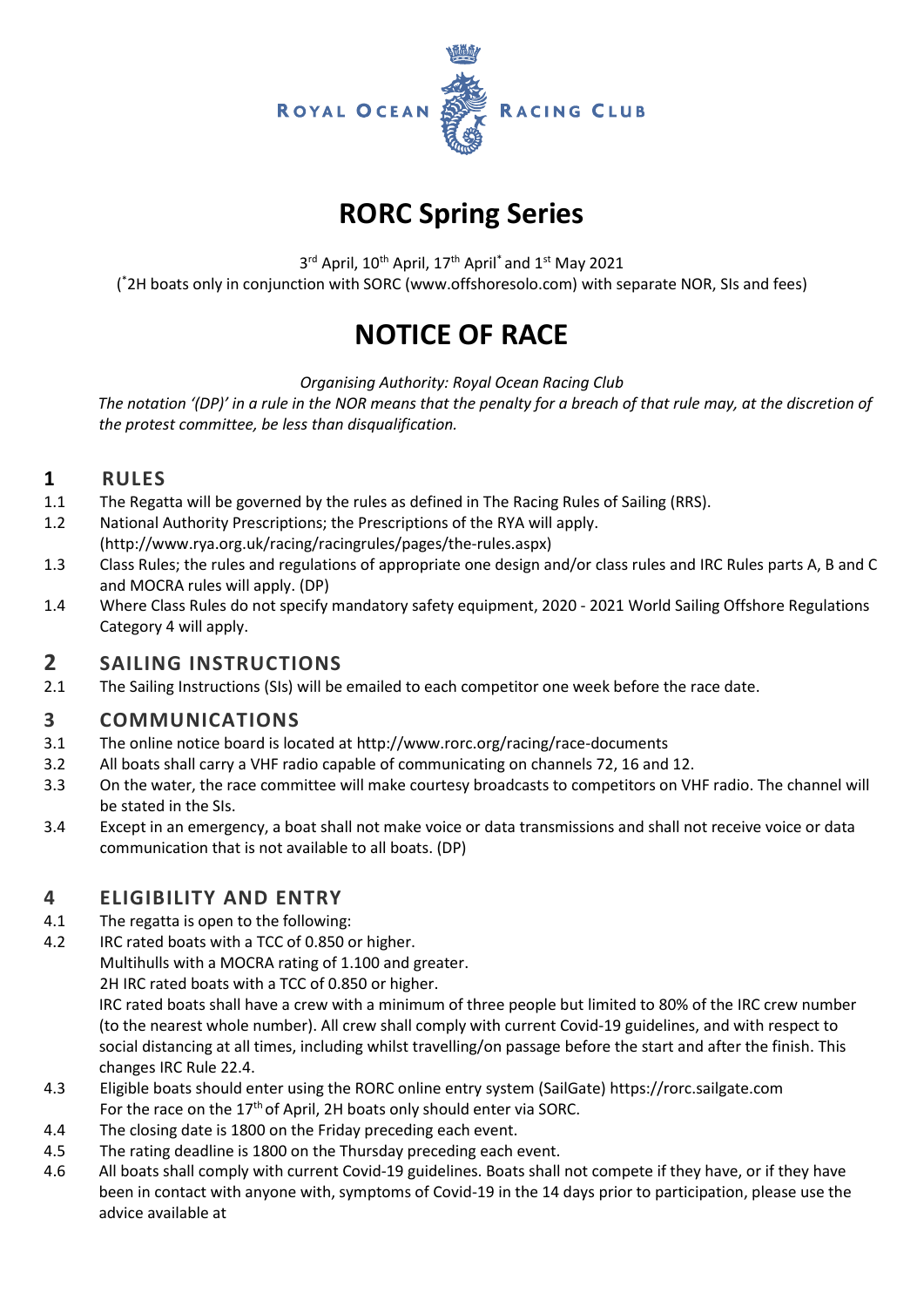ROYAL OCEAN RACING CLUB

# RORC Spring Series

3rd April, 10th April, 17th April* and 1st May 2021
(*2H boats only in conjunction with SORC (www.offshoresolo.com) with separate NOR, SIs and fees)

# NOTICE OF RACE

*Organising Authority: Royal Ocean Racing Club*
*The notation '(DP)' in a rule in the NOR means that the penalty for a breach of that rule may, at the discretion of the protest committee, be less than disqualification.*

## 1 RULES

1.1 The Regatta will be governed by the rules as defined in The Racing Rules of Sailing (RRS).

1.2 National Authority Prescriptions; the Prescriptions of the RYA will apply. (http://www.rya.org.uk/racing/racingrules/pages/the-rules.aspx)

1.3 Class Rules; the rules and regulations of appropriate one design and/or class rules and IRC Rules parts A, B and C and MOCRA rules will apply. (DP)

1.4 Where Class Rules do not specify mandatory safety equipment, 2020 - 2021 World Sailing Offshore Regulations Category 4 will apply.

## 2 SAILING INSTRUCTIONS

2.1 The Sailing Instructions (SIs) will be emailed to each competitor one week before the race date.

## 3 COMMUNICATIONS

3.1 The online notice board is located at http://www.rorc.org/racing/race-documents

3.2 All boats shall carry a VHF radio capable of communicating on channels 72, 16 and 12.

3.3 On the water, the race committee will make courtesy broadcasts to competitors on VHF radio. The channel will be stated in the SIs.

3.4 Except in an emergency, a boat shall not make voice or data transmissions and shall not receive voice or data communication that is not available to all boats. (DP)

## 4 ELIGIBILITY AND ENTRY

4.1 The regatta is open to the following:

4.2 IRC rated boats with a TCC of 0.850 or higher.
Multihulls with a MOCRA rating of 1.100 and greater.
2H IRC rated boats with a TCC of 0.850 or higher.
IRC rated boats shall have a crew with a minimum of three people but limited to 80% of the IRC crew number (to the nearest whole number). All crew shall comply with current Covid-19 guidelines, and with respect to social distancing at all times, including whilst travelling/on passage before the start and after the finish. This changes IRC Rule 22.4.

4.3 Eligible boats should enter using the RORC online entry system (SailGate) https://rorc.sailgate.com
For the race on the 17th of April, 2H boats only should enter via SORC.

4.4 The closing date is 1800 on the Friday preceding each event.

4.5 The rating deadline is 1800 on the Thursday preceding each event.

4.6 All boats shall comply with current Covid-19 guidelines. Boats shall not compete if they have, or if they have been in contact with anyone with, symptoms of Covid-19 in the 14 days prior to participation, please use the advice available at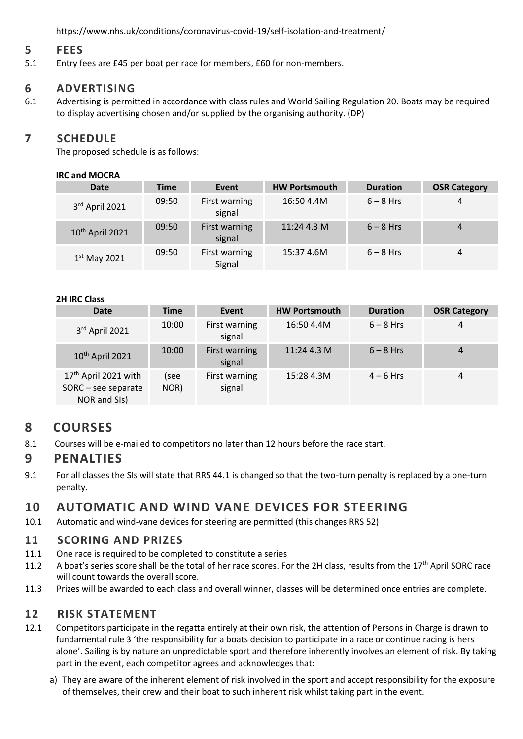https://www.nhs.uk/conditions/coronavirus-covid-19/self-isolation-and-treatment/

## 5 FEES

5.1 Entry fees are £45 per boat per race for members, £60 for non-members.

## 6 ADVERTISING

6.1 Advertising is permitted in accordance with class rules and World Sailing Regulation 20. Boats may be required to display advertising chosen and/or supplied by the organising authority. (DP)

## 7 SCHEDULE

The proposed schedule is as follows:

**IRC and MOCRA**

| Date | Time | Event | HW Portsmouth | Duration | OSR Category |
|---|---|---|---|---|---|
| 3rd April 2021 | 09:50 | First warning signal | 16:50 4.4M | 6 – 8 Hrs | 4 |
| 10th April 2021 | 09:50 | First warning signal | 11:24 4.3 M | 6 – 8 Hrs | 4 |
| 1st May 2021 | 09:50 | First warning Signal | 15:37 4.6M | 6 – 8 Hrs | 4 |

**2H IRC Class**

| Date | Time | Event | HW Portsmouth | Duration | OSR Category |
|---|---|---|---|---|---|
| 3rd April 2021 | 10:00 | First warning signal | 16:50 4.4M | 6 – 8 Hrs | 4 |
| 10th April 2021 | 10:00 | First warning signal | 11:24 4.3 M | 6 – 8 Hrs | 4 |
| 17th April 2021 with SORC – see separate NOR and SIs) | (see NOR) | First warning signal | 15:28 4.3M | 4 – 6 Hrs | 4 |

## 8 COURSES

8.1 Courses will be e-mailed to competitors no later than 12 hours before the race start.

## 9 PENALTIES

9.1 For all classes the SIs will state that RRS 44.1 is changed so that the two-turn penalty is replaced by a one-turn penalty.

## 10 AUTOMATIC AND WIND VANE DEVICES FOR STEERING

10.1 Automatic and wind-vane devices for steering are permitted (this changes RRS 52)

## 11 SCORING AND PRIZES

11.1 One race is required to be completed to constitute a series

11.2 A boat's series score shall be the total of her race scores. For the 2H class, results from the 17th April SORC race will count towards the overall score.

11.3 Prizes will be awarded to each class and overall winner, classes will be determined once entries are complete.

## 12 RISK STATEMENT

12.1 Competitors participate in the regatta entirely at their own risk, the attention of Persons in Charge is drawn to fundamental rule 3 'the responsibility for a boats decision to participate in a race or continue racing is hers alone'. Sailing is by nature an unpredictable sport and therefore inherently involves an element of risk. By taking part in the event, each competitor agrees and acknowledges that:

a) They are aware of the inherent element of risk involved in the sport and accept responsibility for the exposure of themselves, their crew and their boat to such inherent risk whilst taking part in the event.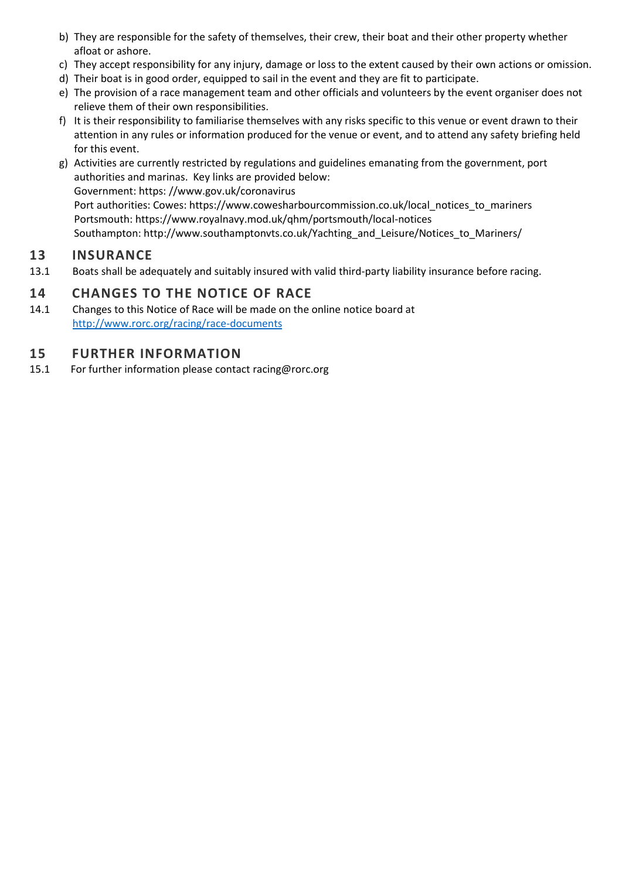b) They are responsible for the safety of themselves, their crew, their boat and their other property whether afloat or ashore.
c) They accept responsibility for any injury, damage or loss to the extent caused by their own actions or omission.
d) Their boat is in good order, equipped to sail in the event and they are fit to participate.
e) The provision of a race management team and other officials and volunteers by the event organiser does not relieve them of their own responsibilities.
f) It is their responsibility to familiarise themselves with any risks specific to this venue or event drawn to their attention in any rules or information produced for the venue or event, and to attend any safety briefing held for this event.
g) Activities are currently restricted by regulations and guidelines emanating from the government, port authorities and marinas. Key links are provided below:
   Government: https: //www.gov.uk/coronavirus
   Port authorities: Cowes: https://www.cowesharbourcommission.co.uk/local_notices_to_mariners
   Portsmouth: https://www.royalnavy.mod.uk/qhm/portsmouth/local-notices
   Southampton: http://www.southamptonvts.co.uk/Yachting_and_Leisure/Notices_to_Mariners/

## 13 INSURANCE

13.1 Boats shall be adequately and suitably insured with valid third-party liability insurance before racing.

## 14 CHANGES TO THE NOTICE OF RACE

14.1 Changes to this Notice of Race will be made on the online notice board at http://www.rorc.org/racing/race-documents

## 15 FURTHER INFORMATION

15.1 For further information please contact racing@rorc.org